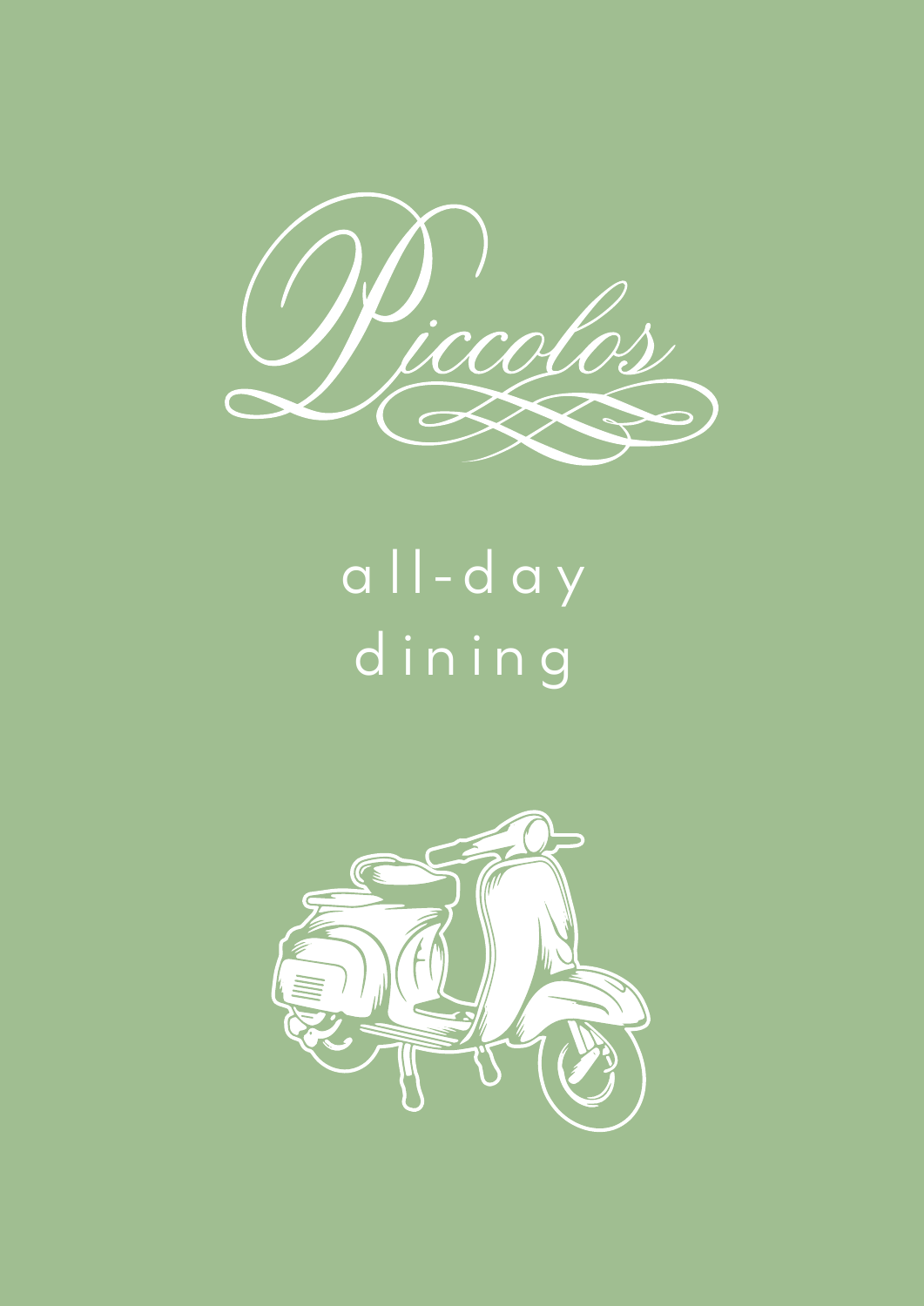# Piccolos

all-day dining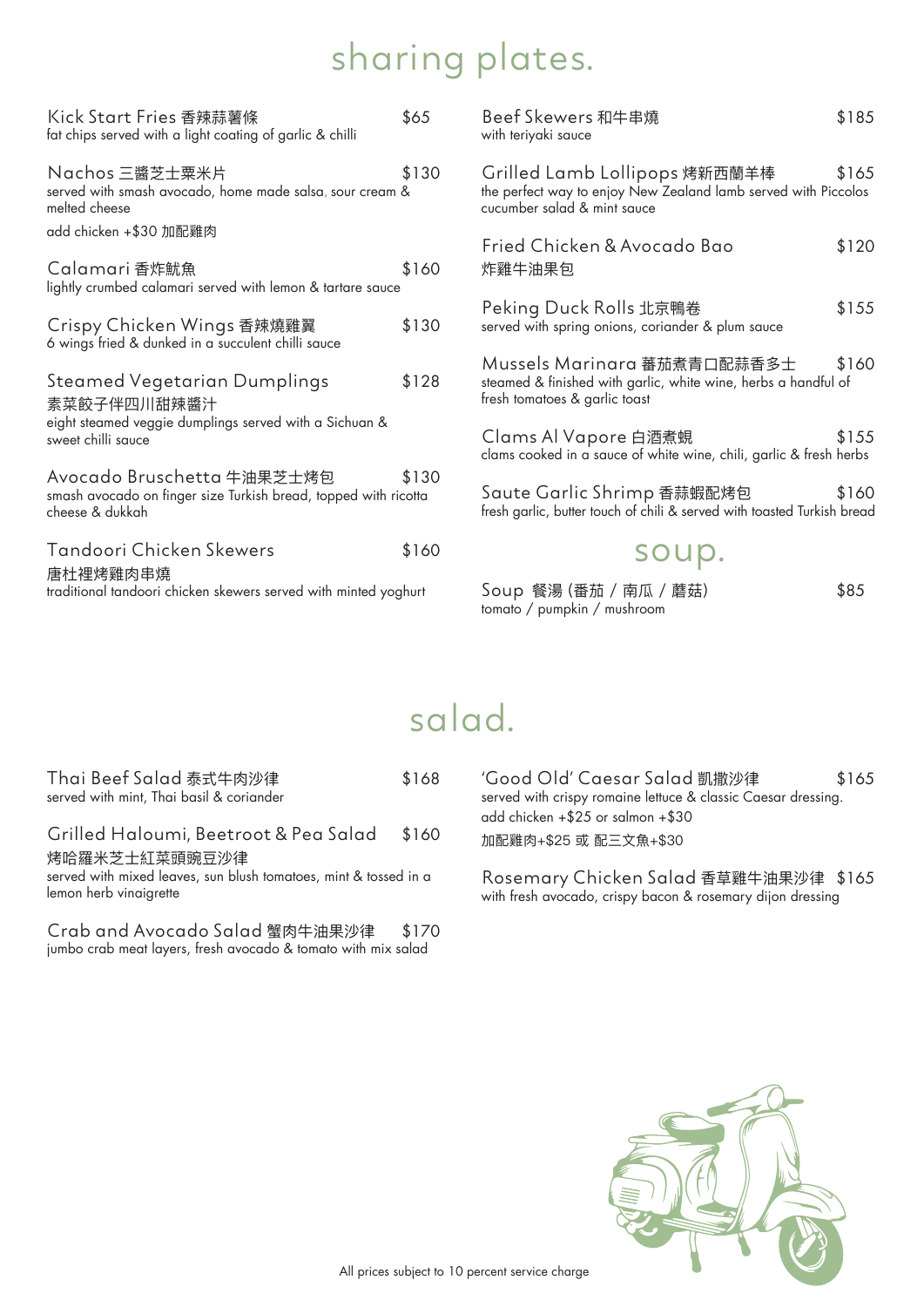# sharing plates.

**Kick Start Fries 香辣蒜薯條** — $65
fat chips served with a light coating of garlic & chilli

**Nachos 三醬芝士粟米片** — $130
served with smash avocado, home made salsa, sour cream & melted cheese
add chicken +$30 加配雞肉

**Calamari 香炸魷魚** — $160
lightly crumbed calamari served with lemon & tartare sauce

**Crispy Chicken Wings 香辣燒雞翼** — $130
6 wings fried & dunked in a succulent chilli sauce

**Steamed Vegetarian Dumplings 素菜餃子伴四川甜辣醬汁** — $128
eight steamed veggie dumplings served with a Sichuan & sweet chilli sauce

**Avocado Bruschetta 牛油果芝士烤包** — $130
smash avocado on finger size Turkish bread, topped with ricotta cheese & dukkah

**Tandoori Chicken Skewers 唐杜裡烤雞肉串燒** — $160
traditional tandoori chicken skewers served with minted yoghurt

**Beef Skewers 和牛串燒** — $185
with teriyaki sauce

**Grilled Lamb Lollipops 烤新西蘭羊棒** — $165
the perfect way to enjoy New Zealand lamb served with Piccolos cucumber salad & mint sauce

**Fried Chicken & Avocado Bao 炸雞牛油果包** — $120

**Peking Duck Rolls 北京鴨卷** — $155
served with spring onions, coriander & plum sauce

**Mussels Marinara 蕃茄煮青口配蒜香多士** — $160
steamed & finished with garlic, white wine, herbs a handful of fresh tomatoes & garlic toast

**Clams Al Vapore 白酒煮蜆** — $155
clams cooked in a sauce of white wine, chili, garlic & fresh herbs

**Saute Garlic Shrimp 香蒜蝦配烤包** — $160
fresh garlic, butter touch of chili & served with toasted Turkish bread

# soup.

**Soup 餐湯 (番茄 / 南瓜 / 蘑菇)** — $85
tomato / pumpkin / mushroom

# salad.

**Thai Beef Salad 泰式牛肉沙律** — $168
served with mint, Thai basil & coriander

**Grilled Haloumi, Beetroot & Pea Salad 烤哈羅米芝士紅菜頭豌豆沙律** — $160
served with mixed leaves, sun blush tomatoes, mint & tossed in a lemon herb vinaigrette

**Crab and Avocado Salad 蟹肉牛油果沙律** — $170
jumbo crab meat layers, fresh avocado & tomato with mix salad

**'Good Old' Caesar Salad 凱撒沙律** — $165
served with crispy romaine lettuce & classic Caesar dressing.
add chicken +$25 or salmon +$30
加配雞肉+$25 或 配三文魚+$30

**Rosemary Chicken Salad 香草雞牛油果沙律** — $165
with fresh avocado, crispy bacon & rosemary dijon dressing

All prices subject to 10 percent service charge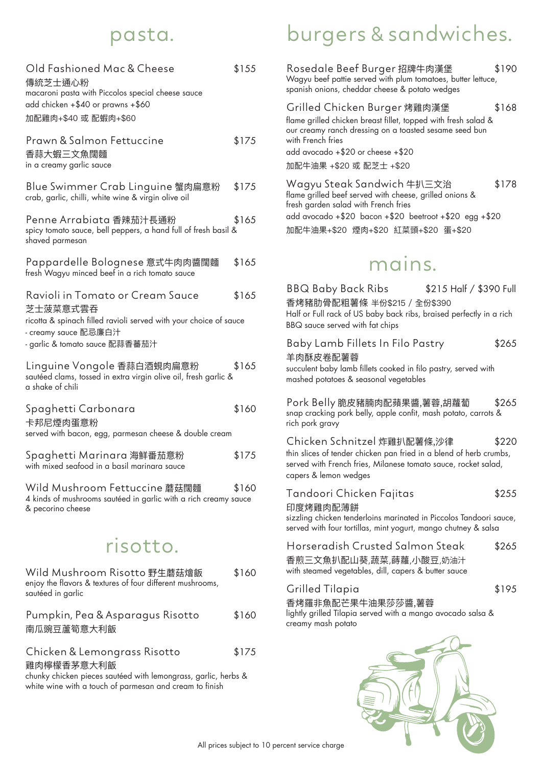## pasta.

**Old Fashioned Mac & Cheese** — $155
傳統芝士通心粉
macaroni pasta with Piccolos special cheese sauce
add chicken +$40 or prawns +$60
加配雞肉+$40 或 配蝦肉+$60

**Prawn & Salmon Fettuccine** — $175
香蒜大蝦三文魚闊麵
in a creamy garlic sauce

**Blue Swimmer Crab Linguine 蟹肉扁意粉** — $175
crab, garlic, chilli, white wine & virgin olive oil

**Penne Arrabiata 香辣茄汁長通粉** — $165
spicy tomato sauce, bell peppers, a hand full of fresh basil & shaved parmesan

**Pappardelle Bolognese 意式牛肉肉醬闊麵** — $165
fresh Wagyu minced beef in a rich tomato sauce

**Ravioli in Tomato or Cream Sauce** — $165
芝士菠菜意式雲吞
ricotta & spinach filled ravioli served with your choice of sauce
- creamy sauce 配忌廉白汁
- garlic & tomato sauce 配蒜香蕃茄汁

**Linguine Vongole 香蒜白酒蜆肉扁意粉** — $165
sautéed clams, tossed in extra virgin olive oil, fresh garlic & a shake of chili

**Spaghetti Carbonara** — $160
卡邦尼煙肉蛋意粉
served with bacon, egg, parmesan cheese & double cream

**Spaghetti Marinara 海鮮番茄意粉** — $175
with mixed seafood in a basil marinara sauce

**Wild Mushroom Fettuccine 蘑菇闊麵** — $160
4 kinds of mushrooms sautéed in garlic with a rich creamy sauce & pecorino cheese

## risotto.

**Wild Mushroom Risotto 野生蘑菇燴飯** — $160
enjoy the flavors & textures of four different mushrooms, sautéed in garlic

**Pumpkin, Pea & Asparagus Risotto** — $160
南瓜豌豆蘆筍意大利飯

**Chicken & Lemongrass Risotto** — $175
雞肉檸檬香茅意大利飯
chunky chicken pieces sautéed with lemongrass, garlic, herbs & white wine with a touch of parmesan and cream to finish

## burgers & sandwiches.

**Rosedale Beef Burger 招牌牛肉漢堡** — $190
Wagyu beef pattie served with plum tomatoes, butter lettuce, spanish onions, cheddar cheese & potato wedges

**Grilled Chicken Burger 烤雞肉漢堡** — $168
flame grilled chicken breast fillet, topped with fresh salad & our creamy ranch dressing on a toasted sesame seed bun with French fries
add avocado +$20 or cheese +$20
加配牛油果 +$20 或 配芝士 +$20

**Wagyu Steak Sandwich 牛扒三文治** — $178
flame grilled beef served with cheese, grilled onions & fresh garden salad with French fries
add avocado +$20 bacon +$20 beetroot +$20 egg +$20
加配牛油果+$20 煙肉+$20 紅菜頭+$20 蛋+$20

## mains.

**BBQ Baby Back Ribs** — $215 Half / $390 Full
香烤豬肋骨配粗薯條 半份$215 / 全份$390
Half or Full rack of US baby back ribs, braised perfectly in a rich BBQ sauce served with fat chips

**Baby Lamb Fillets In Filo Pastry** — $265
羊肉酥皮卷配薯蓉
succulent baby lamb fillets cooked in filo pastry, served with mashed potatoes & seasonal vegetables

**Pork Belly 脆皮豬腩肉配蘋果醬,薯蓉,胡蘿蔔** — $265
snap cracking pork belly, apple confit, mash potato, carrots & rich pork gravy

**Chicken Schnitzel 炸雞扒配薯條,沙律** — $220
thin slices of tender chicken pan fried in a blend of herb crumbs, served with French fries, Milanese tomato sauce, rocket salad, capers & lemon wedges

**Tandoori Chicken Fajitas** — $255
印度烤雞肉配薄餅
sizzling chicken tenderloins marinated in Piccolos Tandoori sauce, served with four tortillas, mint yogurt, mango chutney & salsa

**Horseradish Crusted Salmon Steak** — $265
香煎三文魚扒配山葵,蔬菜,蒔蘿,小酸豆,奶油汁
with steamed vegetables, dill, capers & butter sauce

**Grilled Tilapia** — $195
香烤羅非魚配芒果牛油果莎莎醬,薯蓉
lightly grilled Tilapia served with a mango avocado salsa & creamy mash potato

All prices subject to 10 percent service charge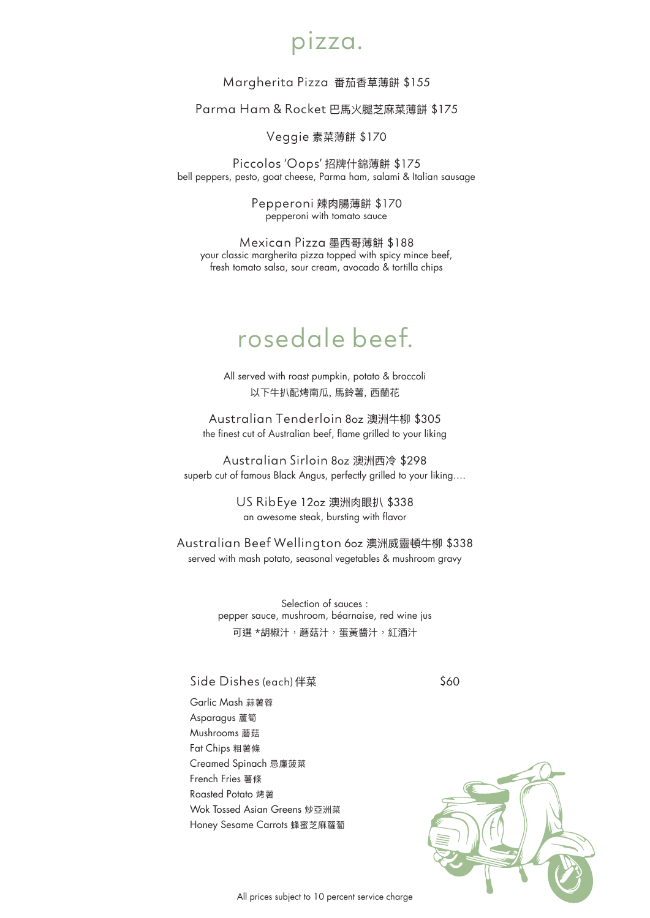# pizza.

Margherita Pizza 番茄香草薄餅 $155

Parma Ham & Rocket 巴馬火腿芝麻菜薄餅 $175

Veggie 素菜薄餅 $170

Piccolos 'Oops' 招牌什錦薄餅 $175
bell peppers, pesto, goat cheese, Parma ham, salami & Italian sausage

Pepperoni 辣肉腸薄餅 $170
pepperoni with tomato sauce

Mexican Pizza 墨西哥薄餅 $188
your classic margherita pizza topped with spicy mince beef, fresh tomato salsa, sour cream, avocado & tortilla chips

# rosedale beef.

All served with roast pumpkin, potato & broccoli
以下牛扒配烤南瓜, 馬鈴薯, 西蘭花

Australian Tenderloin 8oz 澳洲牛柳 $305
the finest cut of Australian beef, flame grilled to your liking

Australian Sirloin 8oz 澳洲西冷 $298
superb cut of famous Black Angus, perfectly grilled to your liking....

US RibEye 12oz 澳洲肉眼扒 $338
an awesome steak, bursting with flavor

Australian Beef Wellington 6oz 澳洲威靈頓牛柳 $338
served with mash potato, seasonal vegetables & mushroom gravy

Selection of sauces :
pepper sauce, mushroom, béarnaise, red wine jus
可選 *胡椒汁，蘑菇汁，蛋黃醬汁，紅酒汁

## Side Dishes (each) 伴菜 $60

Garlic Mash 蒜薯蓉
Asparagus 蘆筍
Mushrooms 蘑菇
Fat Chips 粗薯條
Creamed Spinach 忌廉菠菜
French Fries 薯條
Roasted Potato 烤薯
Wok Tossed Asian Greens 炒亞洲菜
Honey Sesame Carrots 蜂蜜芝麻蘿蔔

All prices subject to 10 percent service charge